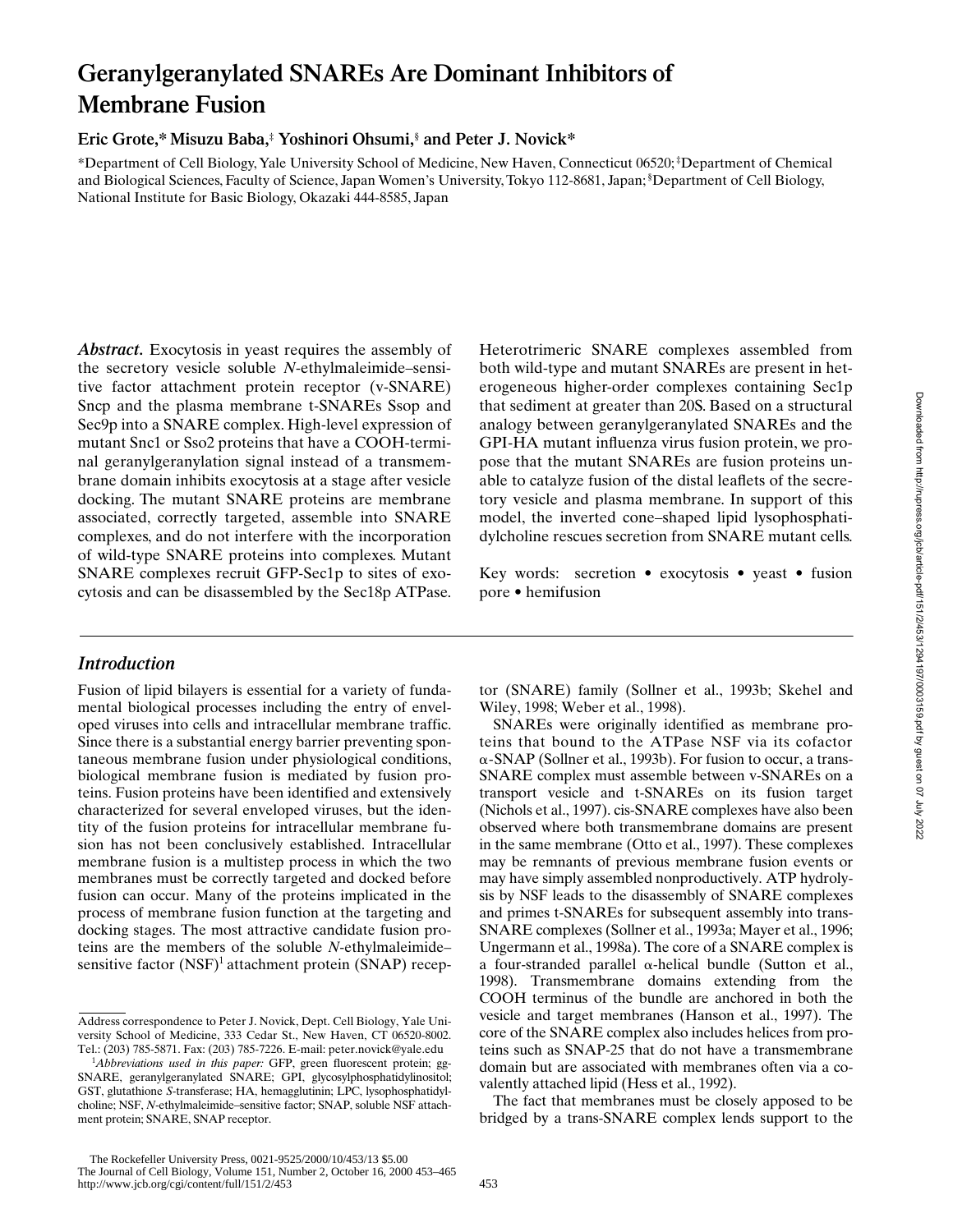# Geranylgeranylated SNAREs Are Dominant Inhibitors of Membrane Fusion

**Eric Grote,\* Misuzu Baba,‡ Yoshinori Ohsumi,§ and Peter J. Novick\***

\*Department of Cell Biology, Yale University School of Medicine, New Haven, Connecticut 06520; ‡Department of Chemical and Biological Sciences, Faculty of Science, Japan Women's University, Tokyo 112-8681, Japan; §Department of Cell Biology, National Institute for Basic Biology, Okazaki 444-8585, Japan

***Abstract.*** Exocytosis in yeast requires the assembly of the secretory vesicle soluble *N*-ethylmaleimide–sensitive factor attachment protein receptor (v-SNARE) Sncp and the plasma membrane t-SNAREs Ssop and Sec9p into a SNARE complex. High-level expression of mutant Snc1 or Sso2 proteins that have a COOH-terminal geranylgeranylation signal instead of a transmembrane domain inhibits exocytosis at a stage after vesicle docking. The mutant SNARE proteins are membrane associated, correctly targeted, assemble into SNARE complexes, and do not interfere with the incorporation of wild-type SNARE proteins into complexes. Mutant SNARE complexes recruit GFP-Sec1p to sites of exocytosis and can be disassembled by the Sec18p ATPase. Heterotrimeric SNARE complexes assembled from both wild-type and mutant SNAREs are present in heterogeneous higher-order complexes containing Sec1p that sediment at greater than 20S. Based on a structural analogy between geranylgeranylated SNAREs and the GPI-HA mutant influenza virus fusion protein, we propose that the mutant SNAREs are fusion proteins unable to catalyze fusion of the distal leaflets of the secretory vesicle and plasma membrane. In support of this model, the inverted cone–shaped lipid lysophosphatidylcholine rescues secretion from SNARE mutant cells.

Key words: secretion • exocytosis • yeast • fusion pore • hemifusion

## *Introduction*

Fusion of lipid bilayers is essential for a variety of fundamental biological processes including the entry of enveloped viruses into cells and intracellular membrane traffic. Since there is a substantial energy barrier preventing spontaneous membrane fusion under physiological conditions, biological membrane fusion is mediated by fusion proteins. Fusion proteins have been identified and extensively characterized for several enveloped viruses, but the identity of the fusion proteins for intracellular membrane fusion has not been conclusively established. Intracellular membrane fusion is a multistep process in which the two membranes must be correctly targeted and docked before fusion can occur. Many of the proteins implicated in the process of membrane fusion function at the targeting and docking stages. The most attractive candidate fusion proteins are the members of the soluble *N*-ethylmaleimide–sensitive factor (NSF)[1] attachment protein (SNAP) receptor (SNARE) family (Sollner et al., 1993b; Skehel and Wiley, 1998; Weber et al., 1998).

SNAREs were originally identified as membrane proteins that bound to the ATPase NSF via its cofactor α-SNAP (Sollner et al., 1993b). For fusion to occur, a trans-SNARE complex must assemble between v-SNAREs on a transport vesicle and t-SNAREs on its fusion target (Nichols et al., 1997). cis-SNARE complexes have also been observed where both transmembrane domains are present in the same membrane (Otto et al., 1997). These complexes may be remnants of previous membrane fusion events or may have simply assembled nonproductively. ATP hydrolysis by NSF leads to the disassembly of SNARE complexes and primes t-SNAREs for subsequent assembly into trans-SNARE complexes (Sollner et al., 1993a; Mayer et al., 1996; Ungermann et al., 1998a). The core of a SNARE complex is a four-stranded parallel α-helical bundle (Sutton et al., 1998). Transmembrane domains extending from the COOH terminus of the bundle are anchored in both the vesicle and target membranes (Hanson et al., 1997). The core of the SNARE complex also includes helices from proteins such as SNAP-25 that do not have a transmembrane domain but are associated with membranes often via a covalently attached lipid (Hess et al., 1992).

The fact that membranes must be closely apposed to be bridged by a trans-SNARE complex lends support to the

---

Address correspondence to Peter J. Novick, Dept. Cell Biology, Yale University School of Medicine, 333 Cedar St., New Haven, CT 06520-8002. Tel.: (203) 785-5871. Fax: (203) 785-7226. E-mail: peter.novick@yale.edu

[1] *Abbreviations used in this paper:* GFP, green fluorescent protein; gg-SNARE, geranylgeranylated SNARE; GPI, glycosylphosphatidylinositol; GST, glutathione *S*-transferase; HA, hemagglutinin; LPC, lysophosphatidylcholine; NSF, *N*-ethylmaleimide–sensitive factor; SNAP, soluble NSF attachment protein; SNARE, SNAP receptor.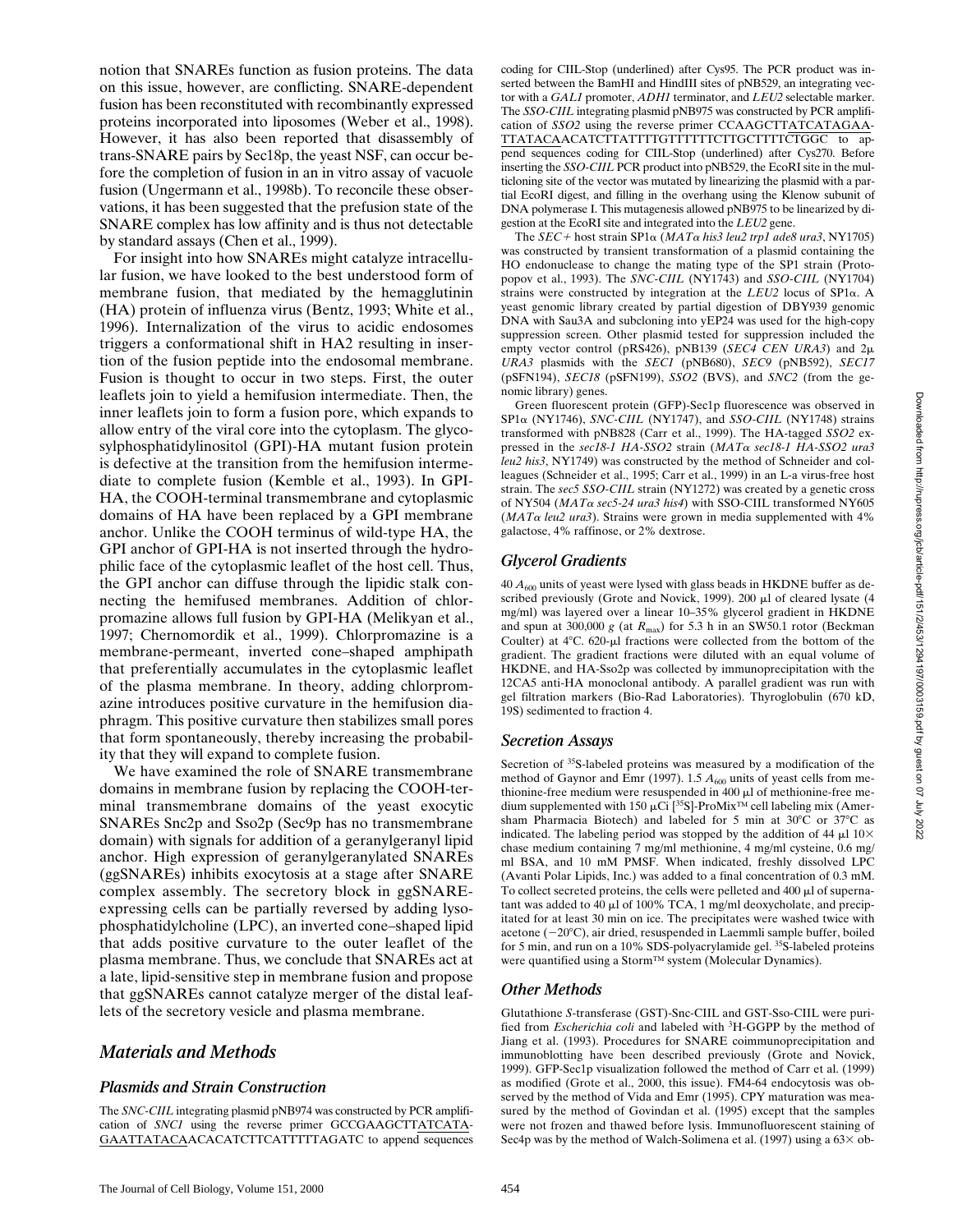notion that SNAREs function as fusion proteins. The data on this issue, however, are conflicting. SNARE-dependent fusion has been reconstituted with recombinantly expressed proteins incorporated into liposomes (Weber et al., 1998). However, it has also been reported that disassembly of trans-SNARE pairs by Sec18p, the yeast NSF, can occur before the completion of fusion in an in vitro assay of vacuole fusion (Ungermann et al., 1998b). To reconcile these observations, it has been suggested that the prefusion state of the SNARE complex has low affinity and is thus not detectable by standard assays (Chen et al., 1999).

For insight into how SNAREs might catalyze intracellular fusion, we have looked to the best understood form of membrane fusion, that mediated by the hemagglutinin (HA) protein of influenza virus (Bentz, 1993; White et al., 1996). Internalization of the virus to acidic endosomes triggers a conformational shift in HA2 resulting in insertion of the fusion peptide into the endosomal membrane. Fusion is thought to occur in two steps. First, the outer leaflets join to yield a hemifusion intermediate. Then, the inner leaflets join to form a fusion pore, which expands to allow entry of the viral core into the cytoplasm. The glycosylphosphatidylinositol (GPI)-HA mutant fusion protein is defective at the transition from the hemifusion intermediate to complete fusion (Kemble et al., 1993). In GPI-HA, the COOH-terminal transmembrane and cytoplasmic domains of HA have been replaced by a GPI membrane anchor. Unlike the COOH terminus of wild-type HA, the GPI anchor of GPI-HA is not inserted through the hydrophilic face of the cytoplasmic leaflet of the host cell. Thus, the GPI anchor can diffuse through the lipidic stalk connecting the hemifused membranes. Addition of chlorpromazine allows full fusion by GPI-HA (Melikyan et al., 1997; Chernomordik et al., 1999). Chlorpromazine is a membrane-permeant, inverted cone–shaped amphipath that preferentially accumulates in the cytoplasmic leaflet of the plasma membrane. In theory, adding chlorpromazine introduces positive curvature in the hemifusion diaphragm. This positive curvature then stabilizes small pores that form spontaneously, thereby increasing the probability that they will expand to complete fusion.

We have examined the role of SNARE transmembrane domains in membrane fusion by replacing the COOH-terminal transmembrane domains of the yeast exocytic SNAREs Snc2p and Sso2p (Sec9p has no transmembrane domain) with signals for addition of a geranylgeranyl lipid anchor. High expression of geranylgeranylated SNAREs (ggSNAREs) inhibits exocytosis at a stage after SNARE complex assembly. The secretory block in ggSNARE-expressing cells can be partially reversed by adding lysophosphatidylcholine (LPC), an inverted cone–shaped lipid that adds positive curvature to the outer leaflet of the plasma membrane. Thus, we conclude that SNAREs act at a late, lipid-sensitive step in membrane fusion and propose that ggSNAREs cannot catalyze merger of the distal leaflets of the secretory vesicle and plasma membrane.

## Materials and Methods

### Plasmids and Strain Construction

The *SNC-CIIL* integrating plasmid pNB974 was constructed by PCR amplification of *SNC1* using the reverse primer GCCGAAGCTTATCATA-GAATTATACAACACATCTTCATTTTTAGATC to append sequences coding for CIIL-Stop (underlined) after Cys95. The PCR product was inserted between the BamHI and HindIII sites of pNB529, an integrating vector with a *GAL1* promoter, *ADH1* terminator, and *LEU2* selectable marker. The *SSO-CIIL* integrating plasmid pNB975 was constructed by PCR amplification of *SSO2* using the reverse primer CCAAGCTTATCATAGAA-TTATACAACATCTTATTTTGTTTTTTCTTGCTTTTCTGGC to append sequences coding for CIIL-Stop (underlined) after Cys270. Before inserting the *SSO-CIIL* PCR product into pNB529, the EcoRI site in the multicloning site of the vector was mutated by linearizing the plasmid with a partial EcoRI digest, and filling in the overhang using the Klenow subunit of DNA polymerase I. This mutagenesis allowed pNB975 to be linearized by digestion at the EcoRI site and integrated into the *LEU2* gene.

The *SEC+* host strain SP1α (*MATα his3 leu2 trp1 ade8 ura3*, NY1705) was constructed by transient transformation of a plasmid containing the HO endonuclease to change the mating type of the SP1 strain (Protopopov et al., 1993). The *SNC-CIIL* (NY1743) and *SSO-CIIL* (NY1704) strains were constructed by integration at the *LEU2* locus of SP1α. A yeast genomic library created by partial digestion of DBY939 genomic DNA with Sau3A and subcloning into yEP24 was used for the high-copy suppression screen. Other plasmid tested for suppression included the empty vector control (pRS426), pNB139 (*SEC4 CEN URA3*) and 2μ *URA3* plasmids with the *SEC1* (pNB680), *SEC9* (pNB592), *SEC17* (pSFN194), *SEC18* (pSFN199), *SSO2* (BVS), and *SNC2* (from the genomic library) genes.

Green fluorescent protein (GFP)-Sec1p fluorescence was observed in SP1α (NY1746), *SNC-CIIL* (NY1747), and *SSO-CIIL* (NY1748) strains transformed with pNB828 (Carr et al., 1999). The HA-tagged *SSO2* expressed in the *sec18-1 HA-SSO2* strain (*MATα sec18-1 HA-SSO2 ura3 leu2 his3*, NY1749) was constructed by the method of Schneider and colleagues (Schneider et al., 1995; Carr et al., 1999) in an L-a virus-free host strain. The *sec5 SSO-CIIL* strain (NY1272) was created by a genetic cross of NY504 (*MATα sec5-24 ura3 his4*) with SSO-CIIL transformed NY605 (*MATα leu2 ura3*). Strains were grown in media supplemented with 4% galactose, 4% raffinose, or 2% dextrose.

### Glycerol Gradients

40 $A_{600}$ units of yeast were lysed with glass beads in HKDNE buffer as described previously (Grote and Novick, 1999). 200 μl of cleared lysate (4 mg/ml) was layered over a linear 10–35% glycerol gradient in HKDNE and spun at 300,000 *g* (at $R_{max}$) for 5.3 h in an SW50.1 rotor (Beckman Coulter) at 4°C. 620-μl fractions were collected from the bottom of the gradient. The gradient fractions were diluted with an equal volume of HKDNE, and HA-Sso2p was collected by immunoprecipitation with the 12CA5 anti-HA monoclonal antibody. A parallel gradient was run with gel filtration markers (Bio-Rad Laboratories). Thyroglobulin (670 kD, 19S) sedimented to fraction 4.

### Secretion Assays

Secretion of $^{35}$S-labeled proteins was measured by a modification of the method of Gaynor and Emr (1997). 1.5 $A_{600}$ units of yeast cells from methionine-free medium were resuspended in 400 μl of methionine-free medium supplemented with 150 μCi [$^{35}$S]-ProMix™ cell labeling mix (Amersham Pharmacia Biotech) and labeled for 5 min at 30°C or 37°C as indicated. The labeling period was stopped by the addition of 44 μl 10× chase medium containing 7 mg/ml methionine, 4 mg/ml cysteine, 0.6 mg/ml BSA, and 10 mM PMSF. When indicated, freshly dissolved LPC (Avanti Polar Lipids, Inc.) was added to a final concentration of 0.3 mM. To collect secreted proteins, the cells were pelleted and 400 μl of supernatant was added to 40 μl of 100% TCA, 1 mg/ml deoxycholate, and precipitated for at least 30 min on ice. The precipitates were washed twice with acetone (−20°C), air dried, resuspended in Laemmli sample buffer, boiled for 5 min, and run on a 10% SDS-polyacrylamide gel. $^{35}$S-labeled proteins were quantified using a Storm™ system (Molecular Dynamics).

### Other Methods

Glutathione *S*-transferase (GST)-Snc-CIIL and GST-Sso-CIIL were purified from *Escherichia coli* and labeled with $^{3}$H-GGPP by the method of Jiang et al. (1993). Procedures for SNARE coimmunoprecipitation and immunoblotting have been described previously (Grote and Novick, 1999). GFP-Sec1p visualization followed the method of Carr et al. (1999) as modified (Grote et al., 2000, this issue). FM4-64 endocytosis was observed by the method of Vida and Emr (1995). CPY maturation was measured by the method of Govindan et al. (1995) except that the samples were not frozen and thawed before lysis. Immunofluorescent staining of Sec4p was by the method of Walch-Solimena et al. (1997) using a 63× ob-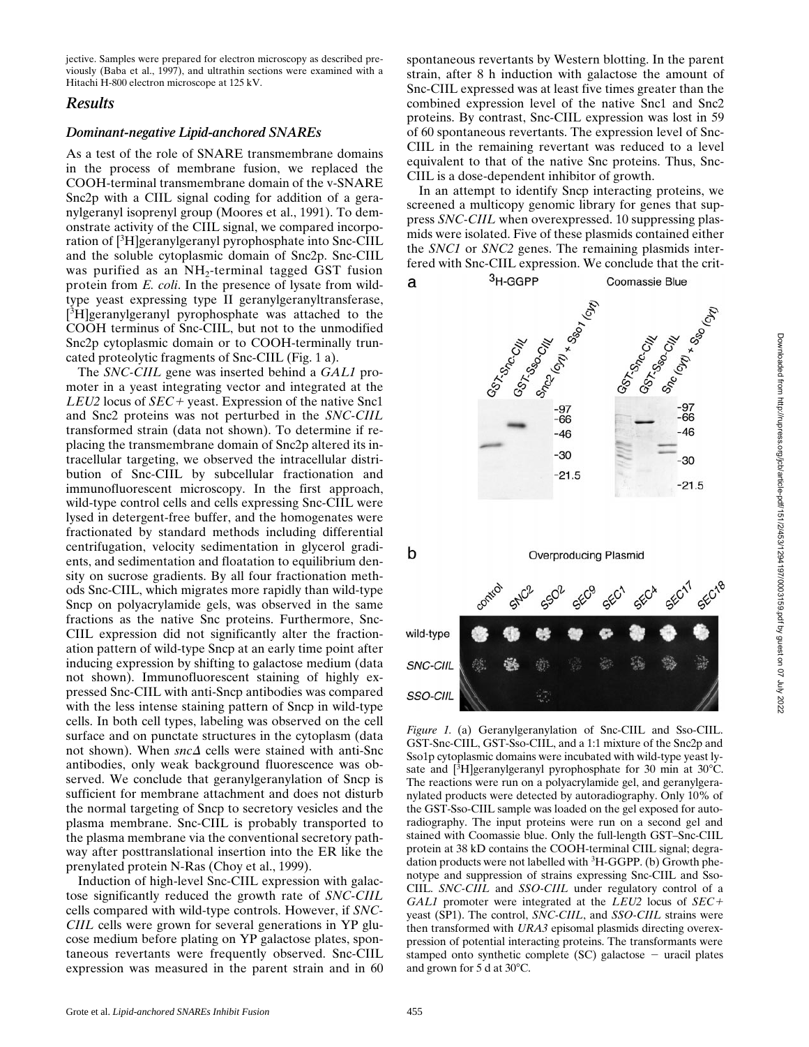jective. Samples were prepared for electron microscopy as described previously (Baba et al., 1997), and ultrathin sections were examined with a Hitachi H-800 electron microscope at 125 kV.

## Results

### Dominant-negative Lipid-anchored SNAREs

As a test of the role of SNARE transmembrane domains in the process of membrane fusion, we replaced the COOH-terminal transmembrane domain of the v-SNARE Snc2p with a CIIL signal coding for addition of a geranylgeranyl isoprenyl group (Moores et al., 1991). To demonstrate activity of the CIIL signal, we compared incorporation of [$^3$H]geranylgeranyl pyrophosphate into Snc-CIIL and the soluble cytoplasmic domain of Snc2p. Snc-CIIL was purified as an $NH_2$-terminal tagged GST fusion protein from *E. coli*. In the presence of lysate from wild-type yeast expressing type II geranylgeranyltransferase, [$^3$H]geranylgeranyl pyrophosphate was attached to the COOH terminus of Snc-CIIL, but not to the unmodified Snc2p cytoplasmic domain or to COOH-terminally truncated proteolytic fragments of Snc-CIIL (Fig. 1 a).

The *SNC-CIIL* gene was inserted behind a *GAL1* promoter in a yeast integrating vector and integrated at the *LEU2* locus of *SEC+* yeast. Expression of the native Snc1 and Snc2 proteins was not perturbed in the *SNC-CIIL* transformed strain (data not shown). To determine if replacing the transmembrane domain of Snc2p altered its intracellular targeting, we observed the intracellular distribution of Snc-CIIL by subcellular fractionation and immunofluorescent microscopy. In the first approach, wild-type control cells and cells expressing Snc-CIIL were lysed in detergent-free buffer, and the homogenates were fractionated by standard methods including differential centrifugation, velocity sedimentation in glycerol gradients, and sedimentation and floatation to equilibrium density on sucrose gradients. By all four fractionation methods Snc-CIIL, which migrates more rapidly than wild-type Sncp on polyacrylamide gels, was observed in the same fractions as the native Snc proteins. Furthermore, Snc-CIIL expression did not significantly alter the fractionation pattern of wild-type Sncp at an early time point after inducing expression by shifting to galactose medium (data not shown). Immunofluorescent staining of highly expressed Snc-CIIL with anti-Sncp antibodies was compared with the less intense staining pattern of Sncp in wild-type cells. In both cell types, labeling was observed on the cell surface and on punctate structures in the cytoplasm (data not shown). When *snc*Δ cells were stained with anti-Snc antibodies, only weak background fluorescence was observed. We conclude that geranylgeranylation of Sncp is sufficient for membrane attachment and does not disturb the normal targeting of Sncp to secretory vesicles and the plasma membrane. Snc-CIIL is probably transported to the plasma membrane via the conventional secretory pathway after posttranslational insertion into the ER like the prenylated protein N-Ras (Choy et al., 1999).

Induction of high-level Snc-CIIL expression with galactose significantly reduced the growth rate of *SNC-CIIL* cells compared with wild-type controls. However, if *SNC-CIIL* cells were grown for several generations in YP glucose medium before plating on YP galactose plates, spontaneous revertants were frequently observed. Snc-CIIL expression was measured in the parent strain and in 60 spontaneous revertants by Western blotting. In the parent strain, after 8 h induction with galactose the amount of Snc-CIIL expressed was at least five times greater than the combined expression level of the native Snc1 and Snc2 proteins. By contrast, Snc-CIIL expression was lost in 59 of 60 spontaneous revertants. The expression level of Snc-CIIL in the remaining revertant was reduced to a level equivalent to that of the native Snc proteins. Thus, Snc-CIIL is a dose-dependent inhibitor of growth.

In an attempt to identify Sncp interacting proteins, we screened a multicopy genomic library for genes that suppress *SNC-CIIL* when overexpressed. 10 suppressing plasmids were isolated. Five of these plasmids contained either the *SNC1* or *SNC2* genes. The remaining plasmids interfered with Snc-CIIL expression. We conclude that the crit-

*Figure 1.* (a) Geranylgeranylation of Snc-CIIL and Sso-CIIL. GST-Snc-CIIL, GST-Sso-CIIL, and a 1:1 mixture of the Snc2p and Sso1p cytoplasmic domains were incubated with wild-type yeast lysate and [$^3$H]geranylgeranyl pyrophosphate for 30 min at 30°C. The reactions were run on a polyacrylamide gel, and geranylgeranylated products were detected by autoradiography. Only 10% of the GST-Sso-CIIL sample was loaded on the gel exposed for autoradiography. The input proteins were run on a second gel and stained with Coomassie blue. Only the full-length GST–Snc-CIIL protein at 38 kD contains the COOH-terminal CIIL signal; degradation products were not labelled with $^3$H-GGPP. (b) Growth phenotype and suppression of strains expressing Snc-CIIL and Sso-CIIL. *SNC-CIIL* and *SSO-CIIL* under regulatory control of a *GAL1* promoter were integrated at the *LEU2* locus of *SEC+* yeast (SP1). The control, *SNC-CIIL*, and *SSO-CIIL* strains were then transformed with *URA3* episomal plasmids directing overexpression of potential interacting proteins. The transformants were stamped onto synthetic complete (SC) galactose − uracil plates and grown for 5 d at 30°C.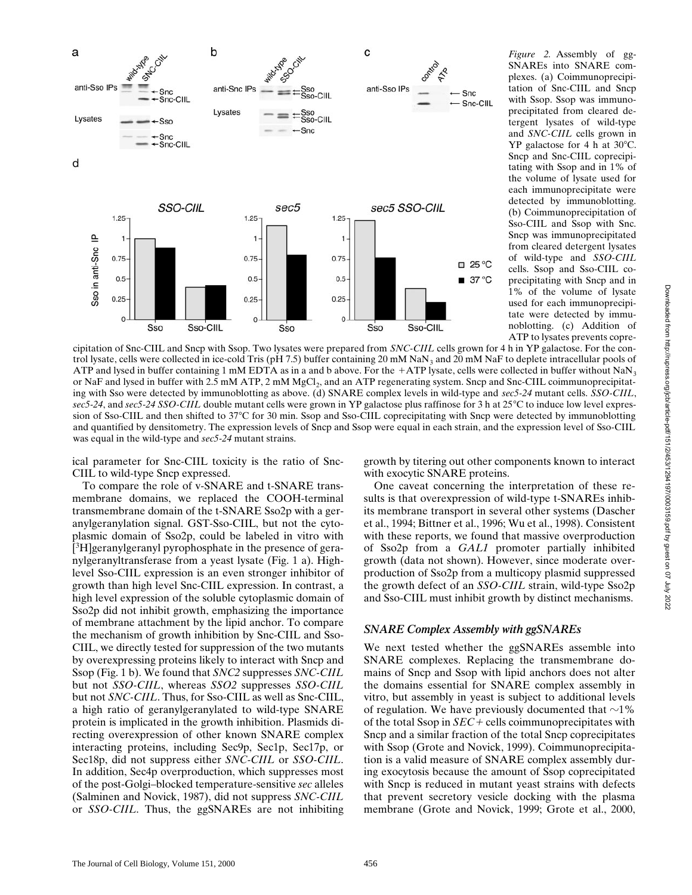*Figure 2.* Assembly of gg-SNAREs into SNARE complexes. (a) Coimmunoprecipitation of Snc-CIIL and Sncp with Ssop. Ssop was immunoprecipitated from cleared detergent lysates of wild-type and *SNC-CIIL* cells grown in YP galactose for 4 h at 30°C. Sncp and Snc-CIIL coprecipitating with Ssop and in 1% of the volume of lysate used for each immunoprecipitate were detected by immunoblotting. (b) Coimmunoprecipitation of Sso-CIIL and Ssop with Snc. Sncp was immunoprecipitated from cleared detergent lysates of wild-type and *SSO-CIIL* cells. Ssop and Sso-CIIL coprecipitating with Sncp and in 1% of the volume of lysate used for each immunoprecipitate were detected by immunoblotting. (c) Addition of ATP to lysates prevents coprecipitation of Snc-CIIL and Sncp with Ssop. Two lysates were prepared from *SNC-CIIL* cells grown for 4 h in YP galactose. For the control lysate, cells were collected in ice-cold Tris (pH 7.5) buffer containing 20 mM $NaN_3$ and 20 mM NaF to deplete intracellular pools of ATP and lysed in buffer containing 1 mM EDTA as in a and b above. For the +ATP lysate, cells were collected in buffer without $NaN_3$ or NaF and lysed in buffer with 2.5 mM ATP, 2 mM $MgCl_2$, and an ATP regenerating system. Sncp and Snc-CIIL coimmunoprecipitating with Sso were detected by immunoblotting as above. (d) SNARE complex levels in wild-type and *sec5-24* mutant cells. *SSO-CIIL*, *sec5-24*, and *sec5-24 SSO-CIIL* double mutant cells were grown in YP galactose plus raffinose for 3 h at 25°C to induce low level expression of Sso-CIIL and then shifted to 37°C for 30 min. Ssop and Sso-CIIL coprecipitating with Sncp were detected by immunoblotting and quantified by densitometry. The expression levels of Sncp and Ssop were equal in each strain, and the expression level of Sso-CIIL was equal in the wild-type and *sec5-24* mutant strains.

ical parameter for Snc-CIIL toxicity is the ratio of Snc-CIIL to wild-type Sncp expressed.

To compare the role of v-SNARE and t-SNARE transmembrane domains, we replaced the COOH-terminal transmembrane domain of the t-SNARE Sso2p with a geranylgeranylation signal. GST-Sso-CIIL, but not the cytoplasmic domain of Sso2p, could be labeled in vitro with [$^3$H]geranylgeranyl pyrophosphate in the presence of geranylgeranyltransferase from a yeast lysate (Fig. 1 a). High-level Sso-CIIL expression is an even stronger inhibitor of growth than high level Snc-CIIL expression. In contrast, a high level expression of the soluble cytoplasmic domain of Sso2p did not inhibit growth, emphasizing the importance of membrane attachment by the lipid anchor. To compare the mechanism of growth inhibition by Snc-CIIL and Sso-CIIL, we directly tested for suppression of the two mutants by overexpressing proteins likely to interact with Sncp and Ssop (Fig. 1 b). We found that *SNC2* suppresses *SNC-CIIL* but not *SSO-CIIL*, whereas *SSO2* suppresses *SSO-CIIL* but not *SNC-CIIL*. Thus, for Sso-CIIL as well as Snc-CIIL, a high ratio of geranylgeranylated to wild-type SNARE protein is implicated in the growth inhibition. Plasmids directing overexpression of other known SNARE complex interacting proteins, including Sec9p, Sec1p, Sec17p, or Sec18p, did not suppress either *SNC-CIIL* or *SSO-CIIL*. In addition, Sec4p overproduction, which suppresses most of the post-Golgi–blocked temperature-sensitive *sec* alleles (Salminen and Novick, 1987), did not suppress *SNC-CIIL* or *SSO-CIIL*. Thus, the ggSNAREs are not inhibiting growth by titering out other components known to interact with exocytic SNARE proteins.

One caveat concerning the interpretation of these results is that overexpression of wild-type t-SNAREs inhibits membrane transport in several other systems (Dascher et al., 1994; Bittner et al., 1996; Wu et al., 1998). Consistent with these reports, we found that massive overproduction of Sso2p from a *GAL1* promoter partially inhibited growth (data not shown). However, since moderate overproduction of Sso2p from a multicopy plasmid suppressed the growth defect of an *SSO-CIIL* strain, wild-type Sso2p and Sso-CIIL must inhibit growth by distinct mechanisms.

### SNARE Complex Assembly with ggSNAREs

We next tested whether the ggSNAREs assemble into SNARE complexes. Replacing the transmembrane domains of Sncp and Ssop with lipid anchors does not alter the domains essential for SNARE complex assembly in vitro, but assembly in yeast is subject to additional levels of regulation. We have previously documented that ~1% of the total Ssop in *SEC+* cells coimmunoprecipitates with Sncp and a similar fraction of the total Sncp coprecipitates with Ssop (Grote and Novick, 1999). Coimmunoprecipitation is a valid measure of SNARE complex assembly during exocytosis because the amount of Ssop coprecipitated with Sncp is reduced in mutant yeast strains with defects that prevent secretory vesicle docking with the plasma membrane (Grote and Novick, 1999; Grote et al., 2000,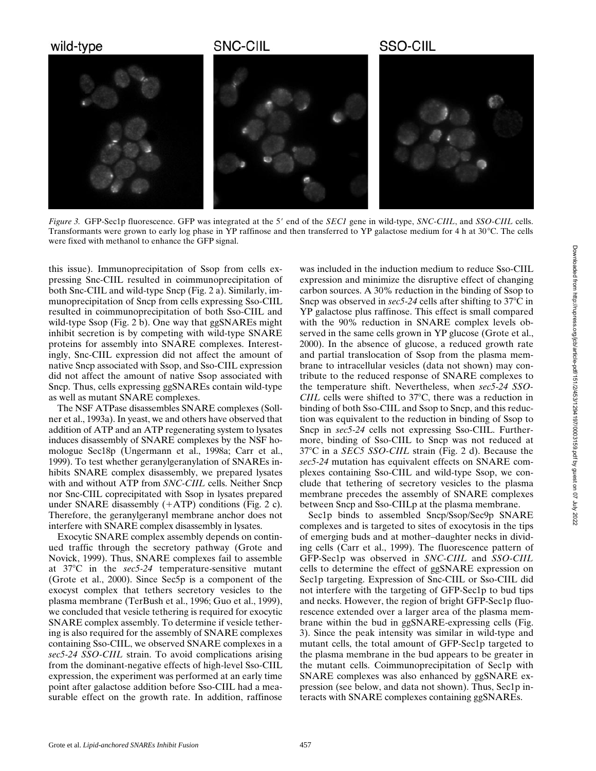*Figure 3.* GFP-Sec1p fluorescence. GFP was integrated at the 5′ end of the *SEC1* gene in wild-type, *SNC-CIIL*, and *SSO-CIIL* cells. Transformants were grown to early log phase in YP raffinose and then transferred to YP galactose medium for 4 h at 30°C. The cells were fixed with methanol to enhance the GFP signal.

this issue). Immunoprecipitation of Ssop from cells expressing Snc-CIIL resulted in coimmunoprecipitation of both Snc-CIIL and wild-type Sncp (Fig. 2 a). Similarly, immunoprecipitation of Sncp from cells expressing Sso-CIIL resulted in coimmunoprecipitation of both Sso-CIIL and wild-type Ssop (Fig. 2 b). One way that ggSNAREs might inhibit secretion is by competing with wild-type SNARE proteins for assembly into SNARE complexes. Interestingly, Snc-CIIL expression did not affect the amount of native Sncp associated with Ssop, and Sso-CIIL expression did not affect the amount of native Ssop associated with Sncp. Thus, cells expressing ggSNAREs contain wild-type as well as mutant SNARE complexes.

The NSF ATPase disassembles SNARE complexes (Sollner et al., 1993a). In yeast, we and others have observed that addition of ATP and an ATP regenerating system to lysates induces disassembly of SNARE complexes by the NSF homologue Sec18p (Ungermann et al., 1998a; Carr et al., 1999). To test whether geranylgeranylation of SNAREs inhibits SNARE complex disassembly, we prepared lysates with and without ATP from *SNC-CIIL* cells. Neither Sncp nor Snc-CIIL coprecipitated with Ssop in lysates prepared under SNARE disassembly (+ATP) conditions (Fig. 2 c). Therefore, the geranylgeranyl membrane anchor does not interfere with SNARE complex disassembly in lysates.

Exocytic SNARE complex assembly depends on continued traffic through the secretory pathway (Grote and Novick, 1999). Thus, SNARE complexes fail to assemble at 37°C in the *sec5-24* temperature-sensitive mutant (Grote et al., 2000). Since Sec5p is a component of the exocyst complex that tethers secretory vesicles to the plasma membrane (TerBush et al., 1996; Guo et al., 1999), we concluded that vesicle tethering is required for exocytic SNARE complex assembly. To determine if vesicle tethering is also required for the assembly of SNARE complexes containing Sso-CIIL, we observed SNARE complexes in a *sec5-24 SSO-CIIL* strain. To avoid complications arising from the dominant-negative effects of high-level Sso-CIIL expression, the experiment was performed at an early time point after galactose addition before Sso-CIIL had a measurable effect on the growth rate. In addition, raffinose was included in the induction medium to reduce Sso-CIIL expression and minimize the disruptive effect of changing carbon sources. A 30% reduction in the binding of Ssop to Sncp was observed in *sec5-24* cells after shifting to 37°C in YP galactose plus raffinose. This effect is small compared with the 90% reduction in SNARE complex levels observed in the same cells grown in YP glucose (Grote et al., 2000). In the absence of glucose, a reduced growth rate and partial translocation of Ssop from the plasma membrane to intracellular vesicles (data not shown) may contribute to the reduced response of SNARE complexes to the temperature shift. Nevertheless, when *sec5-24 SSO-CIIL* cells were shifted to 37°C, there was a reduction in binding of both Sso-CIIL and Ssop to Sncp, and this reduction was equivalent to the reduction in binding of Ssop to Sncp in *sec5-24* cells not expressing Sso-CIIL. Furthermore, binding of Sso-CIIL to Sncp was not reduced at 37°C in a *SEC5 SSO-CIIL* strain (Fig. 2 d). Because the *sec5-24* mutation has equivalent effects on SNARE complexes containing Sso-CIIL and wild-type Ssop, we conclude that tethering of secretory vesicles to the plasma membrane precedes the assembly of SNARE complexes between Sncp and Sso-CIILp at the plasma membrane.

Sec1p binds to assembled Sncp/Ssop/Sec9p SNARE complexes and is targeted to sites of exocytosis in the tips of emerging buds and at mother–daughter necks in dividing cells (Carr et al., 1999). The fluorescence pattern of GFP-Sec1p was observed in *SNC-CIIL* and *SSO-CIIL* cells to determine the effect of ggSNARE expression on Sec1p targeting. Expression of Snc-CIIL or Sso-CIIL did not interfere with the targeting of GFP-Sec1p to bud tips and necks. However, the region of bright GFP-Sec1p fluorescence extended over a larger area of the plasma membrane within the bud in ggSNARE-expressing cells (Fig. 3). Since the peak intensity was similar in wild-type and mutant cells, the total amount of GFP-Sec1p targeted to the plasma membrane in the bud appears to be greater in the mutant cells. Coimmunoprecipitation of Sec1p with SNARE complexes was also enhanced by ggSNARE expression (see below, and data not shown). Thus, Sec1p interacts with SNARE complexes containing ggSNAREs.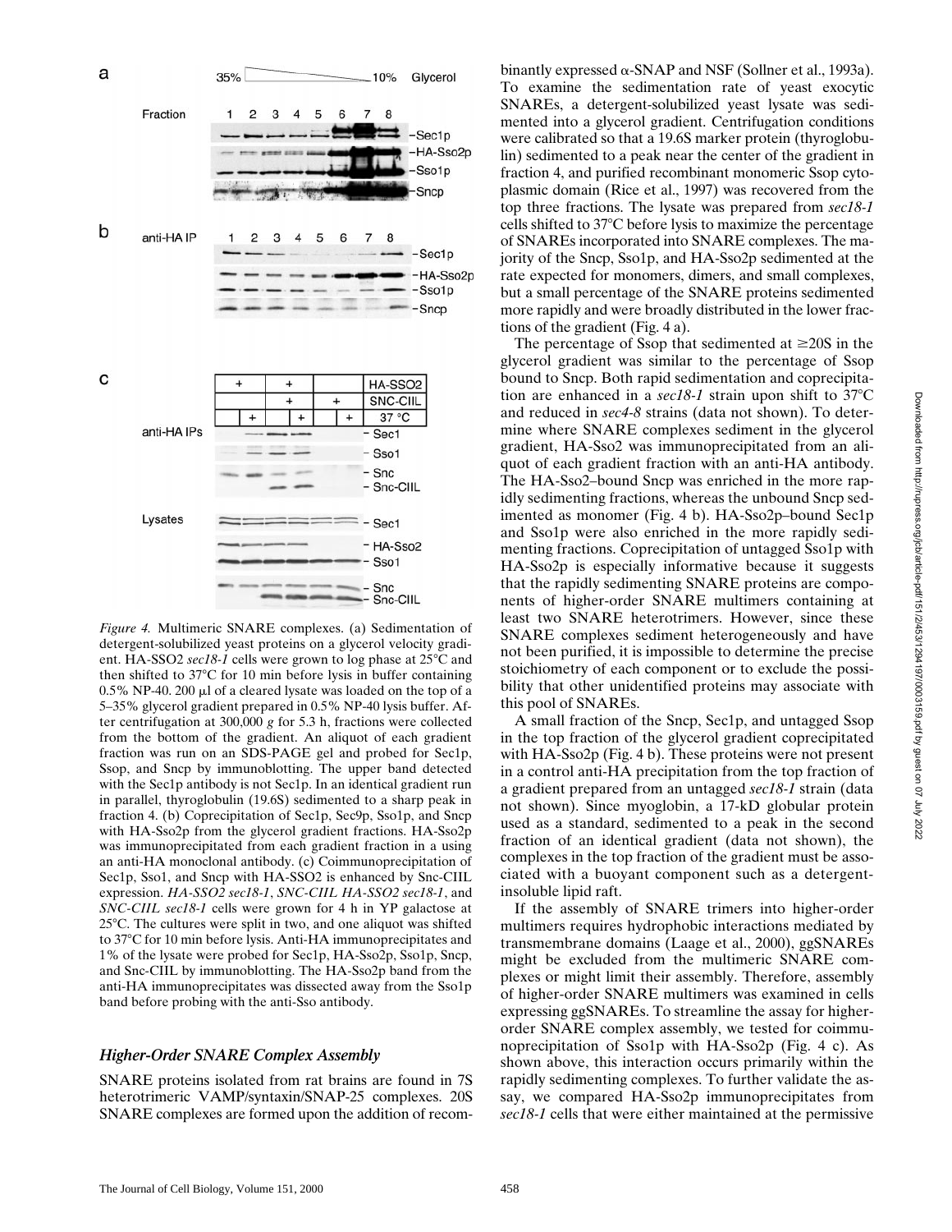*Figure 4.* Multimeric SNARE complexes. (a) Sedimentation of detergent-solubilized yeast proteins on a glycerol velocity gradient. HA-SSO2 *sec18-1* cells were grown to log phase at 25°C and then shifted to 37°C for 10 min before lysis in buffer containing 0.5% NP-40. 200 μl of a cleared lysate was loaded on the top of a 5–35% glycerol gradient prepared in 0.5% NP-40 lysis buffer. After centrifugation at 300,000 *g* for 5.3 h, fractions were collected from the bottom of the gradient. An aliquot of each gradient fraction was run on an SDS-PAGE gel and probed for Sec1p, Ssop, and Sncp by immunoblotting. The upper band detected with the Sec1p antibody is not Sec1p. In an identical gradient run in parallel, thyroglobulin (19.6S) sedimented to a sharp peak in fraction 4. (b) Coprecipitation of Sec1p, Sec9p, Sso1p, and Sncp with HA-Sso2p from the glycerol gradient fractions. HA-Sso2p was immunoprecipitated from each gradient fraction in a using an anti-HA monoclonal antibody. (c) Coimmunoprecipitation of Sec1p, Sso1, and Sncp with HA-SSO2 is enhanced by Snc-CIIL expression. *HA-SSO2 sec18-1*, *SNC-CIIL HA-SSO2 sec18-1*, and *SNC-CIIL sec18-1* cells were grown for 4 h in YP galactose at 25°C. The cultures were split in two, and one aliquot was shifted to 37°C for 10 min before lysis. Anti-HA immunoprecipitates and 1% of the lysate were probed for Sec1p, HA-Sso2p, Sso1p, Sncp, and Snc-CIIL by immunoblotting. The HA-Sso2p band from the anti-HA immunoprecipitates was dissected away from the Sso1p band before probing with the anti-Sso antibody.

### *Higher-Order SNARE Complex Assembly*

SNARE proteins isolated from rat brains are found in 7S heterotrimeric VAMP/syntaxin/SNAP-25 complexes. 20S SNARE complexes are formed upon the addition of recombinantly expressed α-SNAP and NSF (Sollner et al., 1993a). To examine the sedimentation rate of yeast exocytic SNAREs, a detergent-solubilized yeast lysate was sedimented into a glycerol gradient. Centrifugation conditions were calibrated so that a 19.6S marker protein (thyroglobulin) sedimented to a peak near the center of the gradient in fraction 4, and purified recombinant monomeric Ssop cytoplasmic domain (Rice et al., 1997) was recovered from the top three fractions. The lysate was prepared from *sec18-1* cells shifted to 37°C before lysis to maximize the percentage of SNAREs incorporated into SNARE complexes. The majority of the Sncp, Sso1p, and HA-Sso2p sedimented at the rate expected for monomers, dimers, and small complexes, but a small percentage of the SNARE proteins sedimented more rapidly and were broadly distributed in the lower fractions of the gradient (Fig. 4 a).

The percentage of Ssop that sedimented at ≥20S in the glycerol gradient was similar to the percentage of Ssop bound to Sncp. Both rapid sedimentation and coprecipitation are enhanced in a *sec18-1* strain upon shift to 37°C and reduced in *sec4-8* strains (data not shown). To determine where SNARE complexes sediment in the glycerol gradient, HA-Sso2 was immunoprecipitated from an aliquot of each gradient fraction with an anti-HA antibody. The HA-Sso2–bound Sncp was enriched in the more rapidly sedimenting fractions, whereas the unbound Sncp sedimented as monomer (Fig. 4 b). HA-Sso2p–bound Sec1p and Sso1p were also enriched in the more rapidly sedimenting fractions. Coprecipitation of untagged Sso1p with HA-Sso2p is especially informative because it suggests that the rapidly sedimenting SNARE proteins are components of higher-order SNARE multimers containing at least two SNARE heterotrimers. However, since these SNARE complexes sediment heterogeneously and have not been purified, it is impossible to determine the precise stoichiometry of each component or to exclude the possibility that other unidentified proteins may associate with this pool of SNAREs.

A small fraction of the Sncp, Sec1p, and untagged Ssop in the top fraction of the glycerol gradient coprecipitated with HA-Sso2p (Fig. 4 b). These proteins were not present in a control anti-HA precipitation from the top fraction of a gradient prepared from an untagged *sec18-1* strain (data not shown). Since myoglobin, a 17-kD globular protein used as a standard, sedimented to a peak in the second fraction of an identical gradient (data not shown), the complexes in the top fraction of the gradient must be associated with a buoyant component such as a detergent-insoluble lipid raft.

If the assembly of SNARE trimers into higher-order multimers requires hydrophobic interactions mediated by transmembrane domains (Laage et al., 2000), ggSNAREs might be excluded from the multimeric SNARE complexes or might limit their assembly. Therefore, assembly of higher-order SNARE multimers was examined in cells expressing ggSNAREs. To streamline the assay for higher-order SNARE complex assembly, we tested for coimmunoprecipitation of Sso1p with HA-Sso2p (Fig. 4 c). As shown above, this interaction occurs primarily within the rapidly sedimenting complexes. To further validate the assay, we compared HA-Sso2p immunoprecipitates from *sec18-1* cells that were either maintained at the permissive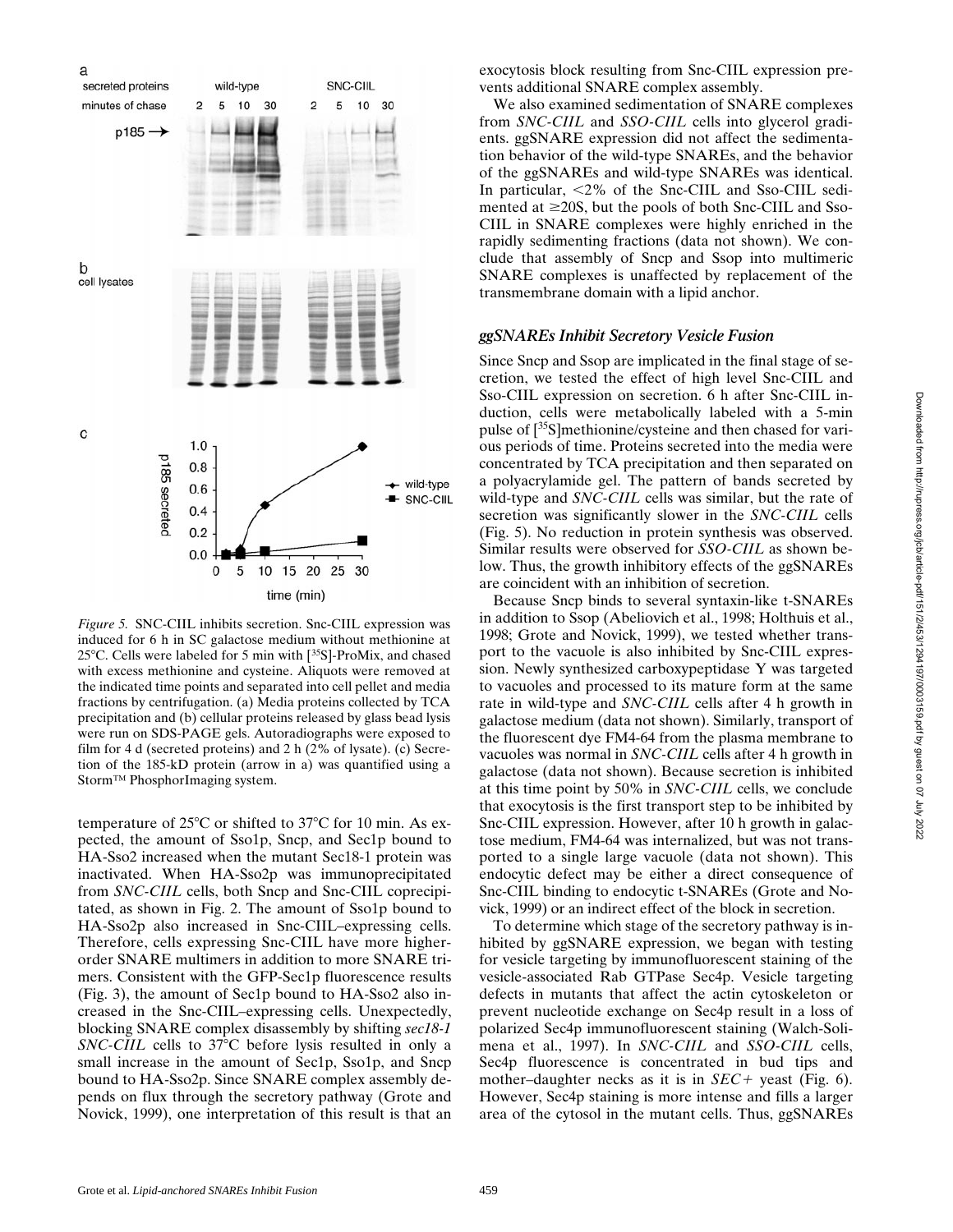*Figure 5.* SNC-CIIL inhibits secretion. Snc-CIIL expression was induced for 6 h in SC galactose medium without methionine at 25°C. Cells were labeled for 5 min with [$^{35}$S]-ProMix, and chased with excess methionine and cysteine. Aliquots were removed at the indicated time points and separated into cell pellet and media fractions by centrifugation. (a) Media proteins collected by TCA precipitation and (b) cellular proteins released by glass bead lysis were run on SDS-PAGE gels. Autoradiographs were exposed to film for 4 d (secreted proteins) and 2 h (2% of lysate). (c) Secretion of the 185-kD protein (arrow in a) was quantified using a Storm™ PhosphorImaging system.

temperature of 25°C or shifted to 37°C for 10 min. As expected, the amount of Sso1p, Sncp, and Sec1p bound to HA-Sso2 increased when the mutant Sec18-1 protein was inactivated. When HA-Sso2p was immunoprecipitated from *SNC-CIIL* cells, both Sncp and Snc-CIIL coprecipitated, as shown in Fig. 2. The amount of Sso1p bound to HA-Sso2p also increased in Snc-CIIL–expressing cells. Therefore, cells expressing Snc-CIIL have more higher-order SNARE multimers in addition to more SNARE trimers. Consistent with the GFP-Sec1p fluorescence results (Fig. 3), the amount of Sec1p bound to HA-Sso2 also increased in the Snc-CIIL–expressing cells. Unexpectedly, blocking SNARE complex disassembly by shifting *sec18-1 SNC-CIIL* cells to 37°C before lysis resulted in only a small increase in the amount of Sec1p, Sso1p, and Sncp bound to HA-Sso2p. Since SNARE complex assembly depends on flux through the secretory pathway (Grote and Novick, 1999), one interpretation of this result is that an exocytosis block resulting from Snc-CIIL expression prevents additional SNARE complex assembly.

We also examined sedimentation of SNARE complexes from *SNC-CIIL* and *SSO-CIIL* cells into glycerol gradients. ggSNARE expression did not affect the sedimentation behavior of the wild-type SNAREs, and the behavior of the ggSNAREs and wild-type SNAREs was identical. In particular, <2% of the Snc-CIIL and Sso-CIIL sedimented at ≥20S, but the pools of both Snc-CIIL and Sso-CIIL in SNARE complexes were highly enriched in the rapidly sedimenting fractions (data not shown). We conclude that assembly of Sncp and Ssop into multimeric SNARE complexes is unaffected by replacement of the transmembrane domain with a lipid anchor.

### *ggSNAREs Inhibit Secretory Vesicle Fusion*

Since Sncp and Ssop are implicated in the final stage of secretion, we tested the effect of high level Snc-CIIL and Sso-CIIL expression on secretion. 6 h after Snc-CIIL induction, cells were metabolically labeled with a 5-min pulse of [$^{35}$S]methionine/cysteine and then chased for various periods of time. Proteins secreted into the media were concentrated by TCA precipitation and then separated on a polyacrylamide gel. The pattern of bands secreted by wild-type and *SNC-CIIL* cells was similar, but the rate of secretion was significantly slower in the *SNC-CIIL* cells (Fig. 5). No reduction in protein synthesis was observed. Similar results were observed for *SSO-CIIL* as shown below. Thus, the growth inhibitory effects of the ggSNAREs are coincident with an inhibition of secretion.

Because Sncp binds to several syntaxin-like t-SNAREs in addition to Ssop (Abeliovich et al., 1998; Holthuis et al., 1998; Grote and Novick, 1999), we tested whether transport to the vacuole is also inhibited by Snc-CIIL expression. Newly synthesized carboxypeptidase Y was targeted to vacuoles and processed to its mature form at the same rate in wild-type and *SNC-CIIL* cells after 4 h growth in galactose medium (data not shown). Similarly, transport of the fluorescent dye FM4-64 from the plasma membrane to vacuoles was normal in *SNC-CIIL* cells after 4 h growth in galactose (data not shown). Because secretion is inhibited at this time point by 50% in *SNC-CIIL* cells, we conclude that exocytosis is the first transport step to be inhibited by Snc-CIIL expression. However, after 10 h growth in galactose medium, FM4-64 was internalized, but was not transported to a single large vacuole (data not shown). This endocytic defect may be either a direct consequence of Snc-CIIL binding to endocytic t-SNAREs (Grote and Novick, 1999) or an indirect effect of the block in secretion.

To determine which stage of the secretory pathway is inhibited by ggSNARE expression, we began with testing for vesicle targeting by immunofluorescent staining of the vesicle-associated Rab GTPase Sec4p. Vesicle targeting defects in mutants that affect the actin cytoskeleton or prevent nucleotide exchange on Sec4p result in a loss of polarized Sec4p immunofluorescent staining (Walch-Solimena et al., 1997). In *SNC-CIIL* and *SSO-CIIL* cells, Sec4p fluorescence is concentrated in bud tips and mother–daughter necks as it is in *SEC+* yeast (Fig. 6). However, Sec4p staining is more intense and fills a larger area of the cytosol in the mutant cells. Thus, ggSNAREs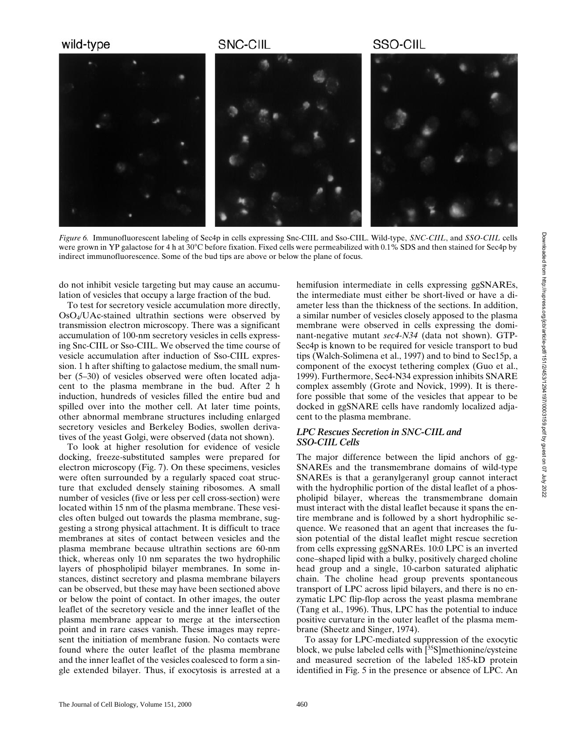*Figure 6.* Immunofluorescent labeling of Sec4p in cells expressing Snc-CIIL and Sso-CIIL. Wild-type, *SNC-CIIL*, and *SSO-CIIL* cells were grown in YP galactose for 4 h at 30°C before fixation. Fixed cells were permeabilized with 0.1% SDS and then stained for Sec4p by indirect immunofluorescence. Some of the bud tips are above or below the plane of focus.

do not inhibit vesicle targeting but may cause an accumulation of vesicles that occupy a large fraction of the bud.

To test for secretory vesicle accumulation more directly, $OsO_4$/UAc-stained ultrathin sections were observed by transmission electron microscopy. There was a significant accumulation of 100-nm secretory vesicles in cells expressing Snc-CIIL or Sso-CIIL. We observed the time course of vesicle accumulation after induction of Sso-CIIL expression. 1 h after shifting to galactose medium, the small number (5–30) of vesicles observed were often located adjacent to the plasma membrane in the bud. After 2 h induction, hundreds of vesicles filled the entire bud and spilled over into the mother cell. At later time points, other abnormal membrane structures including enlarged secretory vesicles and Berkeley Bodies, swollen derivatives of the yeast Golgi, were observed (data not shown).

To look at higher resolution for evidence of vesicle docking, freeze-substituted samples were prepared for electron microscopy (Fig. 7). On these specimens, vesicles were often surrounded by a regularly spaced coat structure that excluded densely staining ribosomes. A small number of vesicles (five or less per cell cross-section) were located within 15 nm of the plasma membrane. These vesicles often bulged out towards the plasma membrane, suggesting a strong physical attachment. It is difficult to trace membranes at sites of contact between vesicles and the plasma membrane because ultrathin sections are 60-nm thick, whereas only 10 nm separates the two hydrophilic layers of phospholipid bilayer membranes. In some instances, distinct secretory and plasma membrane bilayers can be observed, but these may have been sectioned above or below the point of contact. In other images, the outer leaflet of the secretory vesicle and the inner leaflet of the plasma membrane appear to merge at the intersection point and in rare cases vanish. These images may represent the initiation of membrane fusion. No contacts were found where the outer leaflet of the plasma membrane and the inner leaflet of the vesicles coalesced to form a single extended bilayer. Thus, if exocytosis is arrested at a hemifusion intermediate in cells expressing ggSNAREs, the intermediate must either be short-lived or have a diameter less than the thickness of the sections. In addition, a similar number of vesicles closely apposed to the plasma membrane were observed in cells expressing the dominant-negative mutant *sec4-N34* (data not shown). GTP-Sec4p is known to be required for vesicle transport to bud tips (Walch-Solimena et al., 1997) and to bind to Sec15p, a component of the exocyst tethering complex (Guo et al., 1999). Furthermore, Sec4-N34 expression inhibits SNARE complex assembly (Grote and Novick, 1999). It is therefore possible that some of the vesicles that appear to be docked in ggSNARE cells have randomly localized adjacent to the plasma membrane.

## *LPC Rescues Secretion in SNC-CIIL and SSO-CIIL Cells*

The major difference between the lipid anchors of ggSNAREs and the transmembrane domains of wild-type SNAREs is that a geranylgeranyl group cannot interact with the hydrophilic portion of the distal leaflet of a phospholipid bilayer, whereas the transmembrane domain must interact with the distal leaflet because it spans the entire membrane and is followed by a short hydrophilic sequence. We reasoned that an agent that increases the fusion potential of the distal leaflet might rescue secretion from cells expressing ggSNAREs. 10:0 LPC is an inverted cone–shaped lipid with a bulky, positively charged choline head group and a single, 10-carbon saturated aliphatic chain. The choline head group prevents spontaneous transport of LPC across lipid bilayers, and there is no enzymatic LPC flip-flop across the yeast plasma membrane (Tang et al., 1996). Thus, LPC has the potential to induce positive curvature in the outer leaflet of the plasma membrane (Sheetz and Singer, 1974).

To assay for LPC-mediated suppression of the exocytic block, we pulse labeled cells with [$^{35}$S]methionine/cysteine and measured secretion of the labeled 185-kD protein identified in Fig. 5 in the presence or absence of LPC. An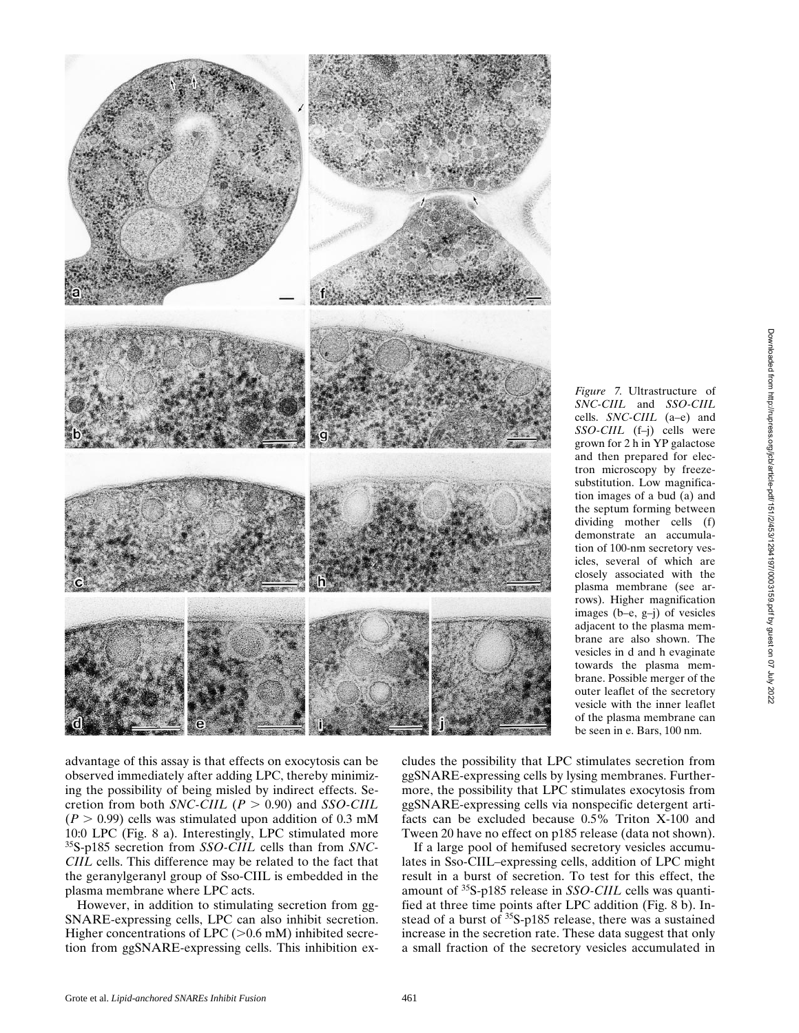*Figure 7.* Ultrastructure of *SNC-CIIL* and *SSO-CIIL* cells. *SNC-CIIL* (a–e) and *SSO-CIIL* (f–j) cells were grown for 2 h in YP galactose and then prepared for electron microscopy by freeze-substitution. Low magnification images of a bud (a) and the septum forming between dividing mother cells (f) demonstrate an accumulation of 100-nm secretory vesicles, several of which are closely associated with the plasma membrane (see arrows). Higher magnification images (b–e, g–j) of vesicles adjacent to the plasma membrane are also shown. The vesicles in d and h evaginate towards the plasma membrane. Possible merger of the outer leaflet of the secretory vesicle with the inner leaflet of the plasma membrane can be seen in e. Bars, 100 nm.

advantage of this assay is that effects on exocytosis can be observed immediately after adding LPC, thereby minimizing the possibility of being misled by indirect effects. Secretion from both *SNC-CIIL* ($P > 0.90$) and *SSO-CIIL* ($P > 0.99$) cells was stimulated upon addition of 0.3 mM 10:0 LPC (Fig. 8 a). Interestingly, LPC stimulated more $^{35}$S-p185 secretion from *SSO-CIIL* cells than from *SNC-CIIL* cells. This difference may be related to the fact that the geranylgeranyl group of Sso-CIIL is embedded in the plasma membrane where LPC acts.

However, in addition to stimulating secretion from ggSNARE-expressing cells, LPC can also inhibit secretion. Higher concentrations of LPC (>0.6 mM) inhibited secretion from ggSNARE-expressing cells. This inhibition excludes the possibility that LPC stimulates secretion from ggSNARE-expressing cells by lysing membranes. Furthermore, the possibility that LPC stimulates exocytosis from ggSNARE-expressing cells via nonspecific detergent artifacts can be excluded because 0.5% Triton X-100 and Tween 20 have no effect on p185 release (data not shown).

If a large pool of hemifused secretory vesicles accumulates in Sso-CIIL–expressing cells, addition of LPC might result in a burst of secretion. To test for this effect, the amount of $^{35}$S-p185 release in *SSO-CIIL* cells was quantified at three time points after LPC addition (Fig. 8 b). Instead of a burst of $^{35}$S-p185 release, there was a sustained increase in the secretion rate. These data suggest that only a small fraction of the secretory vesicles accumulated in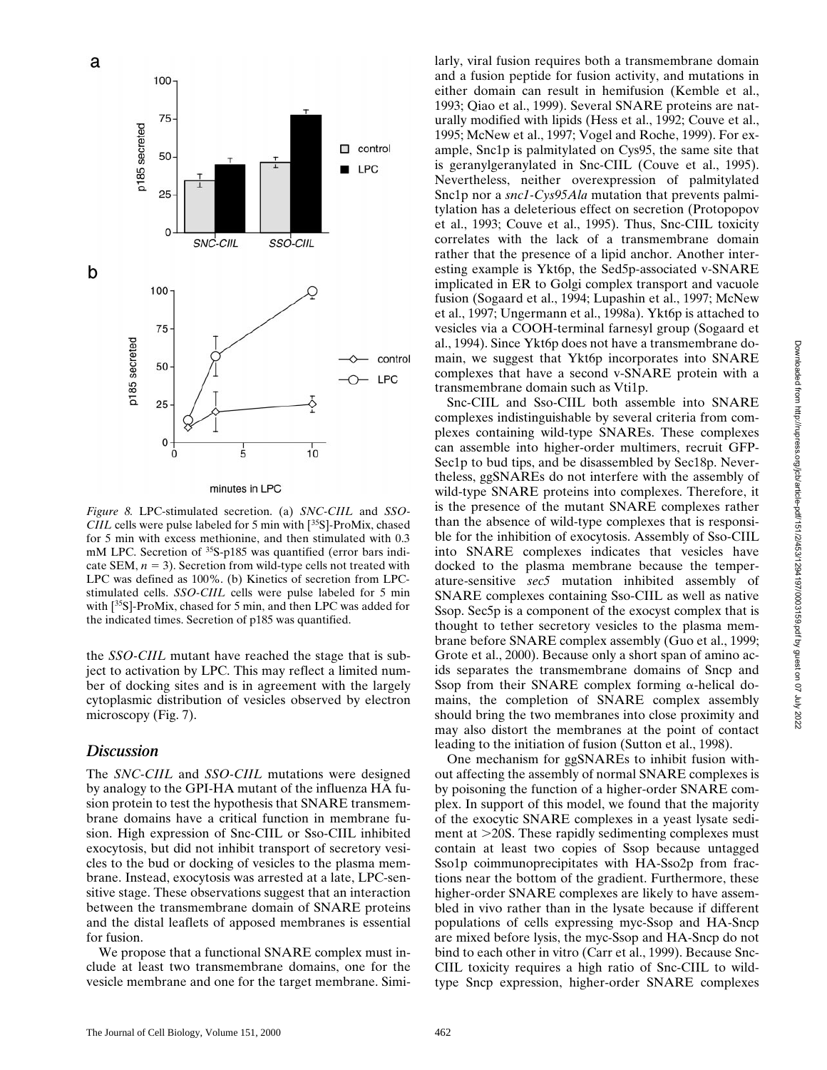*Figure 8.* LPC-stimulated secretion. (a) *SNC-CIIL* and *SSO-CIIL* cells were pulse labeled for 5 min with [$^{35}$S]-ProMix, chased for 5 min with excess methionine, and then stimulated with 0.3 mM LPC. Secretion of $^{35}$S-p185 was quantified (error bars indicate SEM, $n = 3$). Secretion from wild-type cells not treated with LPC was defined as 100%. (b) Kinetics of secretion from LPC-stimulated cells. *SSO-CIIL* cells were pulse labeled for 5 min with [$^{35}$S]-ProMix, chased for 5 min, and then LPC was added for the indicated times. Secretion of p185 was quantified.

the *SSO-CIIL* mutant have reached the stage that is subject to activation by LPC. This may reflect a limited number of docking sites and is in agreement with the largely cytoplasmic distribution of vesicles observed by electron microscopy (Fig. 7).

## Discussion

The *SNC-CIIL* and *SSO-CIIL* mutations were designed by analogy to the GPI-HA mutant of the influenza HA fusion protein to test the hypothesis that SNARE transmembrane domains have a critical function in membrane fusion. High expression of Snc-CIIL or Sso-CIIL inhibited exocytosis, but did not inhibit transport of secretory vesicles to the bud or docking of vesicles to the plasma membrane. Instead, exocytosis was arrested at a late, LPC-sensitive stage. These observations suggest that an interaction between the transmembrane domain of SNARE proteins and the distal leaflets of apposed membranes is essential for fusion.

We propose that a functional SNARE complex must include at least two transmembrane domains, one for the vesicle membrane and one for the target membrane. Similarly, viral fusion requires both a transmembrane domain and a fusion peptide for fusion activity, and mutations in either domain can result in hemifusion (Kemble et al., 1993; Qiao et al., 1999). Several SNARE proteins are naturally modified with lipids (Hess et al., 1992; Couve et al., 1995; McNew et al., 1997; Vogel and Roche, 1999). For example, Snc1p is palmitylated on Cys95, the same site that is geranylgeranylated in Snc-CIIL (Couve et al., 1995). Nevertheless, neither overexpression of palmitylated Snc1p nor a *snc1-Cys95Ala* mutation that prevents palmitylation has a deleterious effect on secretion (Protopopov et al., 1993; Couve et al., 1995). Thus, Snc-CIIL toxicity correlates with the lack of a transmembrane domain rather that the presence of a lipid anchor. Another interesting example is Ykt6p, the Sed5p-associated v-SNARE implicated in ER to Golgi complex transport and vacuole fusion (Sogaard et al., 1994; Lupashin et al., 1997; McNew et al., 1997; Ungermann et al., 1998a). Ykt6p is attached to vesicles via a COOH-terminal farnesyl group (Sogaard et al., 1994). Since Ykt6p does not have a transmembrane domain, we suggest that Ykt6p incorporates into SNARE complexes that have a second v-SNARE protein with a transmembrane domain such as Vti1p.

Snc-CIIL and Sso-CIIL both assemble into SNARE complexes indistinguishable by several criteria from complexes containing wild-type SNAREs. These complexes can assemble into higher-order multimers, recruit GFP-Sec1p to bud tips, and be disassembled by Sec18p. Nevertheless, ggSNAREs do not interfere with the assembly of wild-type SNARE proteins into complexes. Therefore, it is the presence of the mutant SNARE complexes rather than the absence of wild-type complexes that is responsible for the inhibition of exocytosis. Assembly of Sso-CIIL into SNARE complexes indicates that vesicles have docked to the plasma membrane because the temperature-sensitive *sec5* mutation inhibited assembly of SNARE complexes containing Sso-CIIL as well as native Ssop. Sec5p is a component of the exocyst complex that is thought to tether secretory vesicles to the plasma membrane before SNARE complex assembly (Guo et al., 1999; Grote et al., 2000). Because only a short span of amino acids separates the transmembrane domains of Sncp and Ssop from their SNARE complex forming α-helical domains, the completion of SNARE complex assembly should bring the two membranes into close proximity and may also distort the membranes at the point of contact leading to the initiation of fusion (Sutton et al., 1998).

One mechanism for ggSNAREs to inhibit fusion without affecting the assembly of normal SNARE complexes is by poisoning the function of a higher-order SNARE complex. In support of this model, we found that the majority of the exocytic SNARE complexes in a yeast lysate sediment at >20S. These rapidly sedimenting complexes must contain at least two copies of Ssop because untagged Sso1p coimmunoprecipitates with HA-Sso2p from fractions near the bottom of the gradient. Furthermore, these higher-order SNARE complexes are likely to have assembled in vivo rather than in the lysate because if different populations of cells expressing myc-Ssop and HA-Sncp are mixed before lysis, the myc-Ssop and HA-Sncp do not bind to each other in vitro (Carr et al., 1999). Because Snc-CIIL toxicity requires a high ratio of Snc-CIIL to wild-type Sncp expression, higher-order SNARE complexes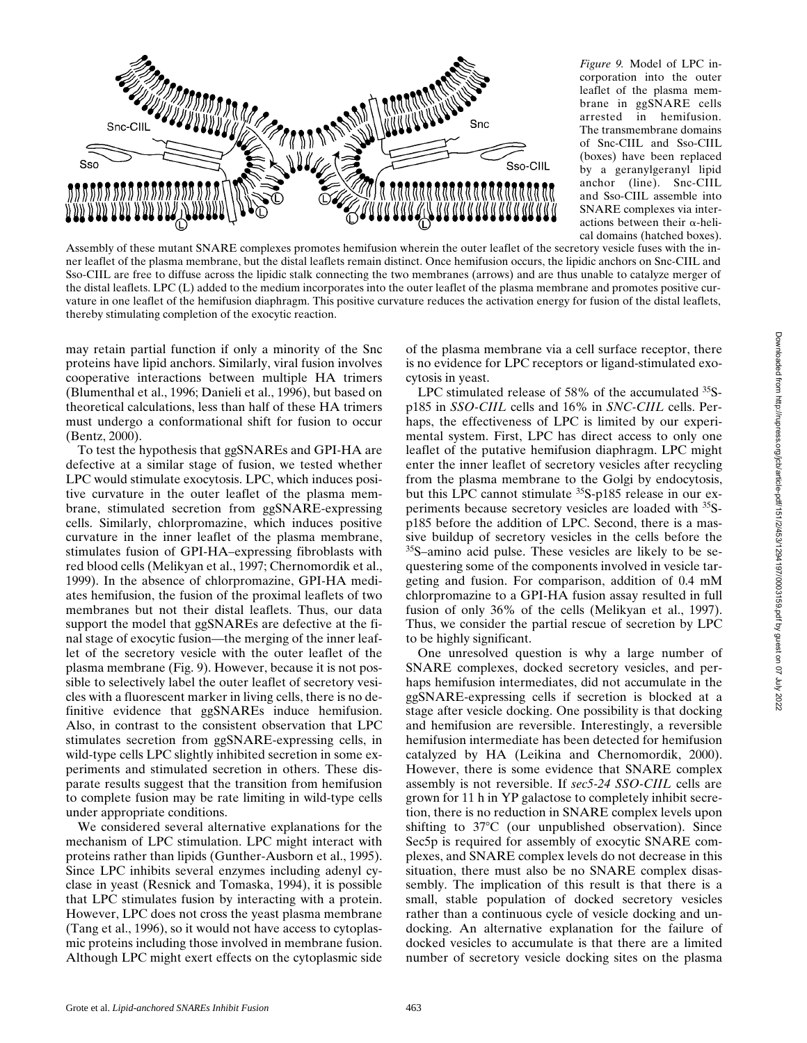Snc-CIIL

Sso

Snc

Sso-CIIL

*Figure 9.* Model of LPC incorporation into the outer leaflet of the plasma membrane in ggSNARE cells arrested in hemifusion. The transmembrane domains of Snc-CIIL and Sso-CIIL (boxes) have been replaced by a geranylgeranyl lipid anchor (line). Snc-CIIL and Sso-CIIL assemble into SNARE complexes via interactions between their α-helical domains (hatched boxes). Assembly of these mutant SNARE complexes promotes hemifusion wherein the outer leaflet of the secretory vesicle fuses with the inner leaflet of the plasma membrane, but the distal leaflets remain distinct. Once hemifusion occurs, the lipidic anchors on Snc-CIIL and Sso-CIIL are free to diffuse across the lipidic stalk connecting the two membranes (arrows) and are thus unable to catalyze merger of the distal leaflets. LPC (L) added to the medium incorporates into the outer leaflet of the plasma membrane and promotes positive curvature in one leaflet of the hemifusion diaphragm. This positive curvature reduces the activation energy for fusion of the distal leaflets, thereby stimulating completion of the exocytic reaction.

may retain partial function if only a minority of the Snc proteins have lipid anchors. Similarly, viral fusion involves cooperative interactions between multiple HA trimers (Blumenthal et al., 1996; Danieli et al., 1996), but based on theoretical calculations, less than half of these HA trimers must undergo a conformational shift for fusion to occur (Bentz, 2000).

To test the hypothesis that ggSNAREs and GPI-HA are defective at a similar stage of fusion, we tested whether LPC would stimulate exocytosis. LPC, which induces positive curvature in the outer leaflet of the plasma membrane, stimulated secretion from ggSNARE-expressing cells. Similarly, chlorpromazine, which induces positive curvature in the inner leaflet of the plasma membrane, stimulates fusion of GPI-HA–expressing fibroblasts with red blood cells (Melikyan et al., 1997; Chernomordik et al., 1999). In the absence of chlorpromazine, GPI-HA mediates hemifusion, the fusion of the proximal leaflets of two membranes but not their distal leaflets. Thus, our data support the model that ggSNAREs are defective at the final stage of exocytic fusion—the merging of the inner leaflet of the secretory vesicle with the outer leaflet of the plasma membrane (Fig. 9). However, because it is not possible to selectively label the outer leaflet of secretory vesicles with a fluorescent marker in living cells, there is no definitive evidence that ggSNAREs induce hemifusion. Also, in contrast to the consistent observation that LPC stimulates secretion from ggSNARE-expressing cells, in wild-type cells LPC slightly inhibited secretion in some experiments and stimulated secretion in others. These disparate results suggest that the transition from hemifusion to complete fusion may be rate limiting in wild-type cells under appropriate conditions.

We considered several alternative explanations for the mechanism of LPC stimulation. LPC might interact with proteins rather than lipids (Gunther-Ausborn et al., 1995). Since LPC inhibits several enzymes including adenyl cyclase in yeast (Resnick and Tomaska, 1994), it is possible that LPC stimulates fusion by interacting with a protein. However, LPC does not cross the yeast plasma membrane (Tang et al., 1996), so it would not have access to cytoplasmic proteins including those involved in membrane fusion. Although LPC might exert effects on the cytoplasmic side of the plasma membrane via a cell surface receptor, there is no evidence for LPC receptors or ligand-stimulated exocytosis in yeast.

LPC stimulated release of 58% of the accumulated $^{35}$S-p185 in *SSO-CIIL* cells and 16% in *SNC-CIIL* cells. Perhaps, the effectiveness of LPC is limited by our experimental system. First, LPC has direct access to only one leaflet of the putative hemifusion diaphragm. LPC might enter the inner leaflet of secretory vesicles after recycling from the plasma membrane to the Golgi by endocytosis, but this LPC cannot stimulate $^{35}$S-p185 release in our experiments because secretory vesicles are loaded with $^{35}$S-p185 before the addition of LPC. Second, there is a massive buildup of secretory vesicles in the cells before the $^{35}$S–amino acid pulse. These vesicles are likely to be sequestering some of the components involved in vesicle targeting and fusion. For comparison, addition of 0.4 mM chlorpromazine to a GPI-HA fusion assay resulted in full fusion of only 36% of the cells (Melikyan et al., 1997). Thus, we consider the partial rescue of secretion by LPC to be highly significant.

One unresolved question is why a large number of SNARE complexes, docked secretory vesicles, and perhaps hemifusion intermediates, did not accumulate in the ggSNARE-expressing cells if secretion is blocked at a stage after vesicle docking. One possibility is that docking and hemifusion are reversible. Interestingly, a reversible hemifusion intermediate has been detected for hemifusion catalyzed by HA (Leikina and Chernomordik, 2000). However, there is some evidence that SNARE complex assembly is not reversible. If *sec5-24 SSO-CIIL* cells are grown for 11 h in YP galactose to completely inhibit secretion, there is no reduction in SNARE complex levels upon shifting to 37°C (our unpublished observation). Since Sec5p is required for assembly of exocytic SNARE complexes, and SNARE complex levels do not decrease in this situation, there must also be no SNARE complex disassembly. The implication of this result is that there is a small, stable population of docked secretory vesicles rather than a continuous cycle of vesicle docking and undocking. An alternative explanation for the failure of docked vesicles to accumulate is that there are a limited number of secretory vesicle docking sites on the plasma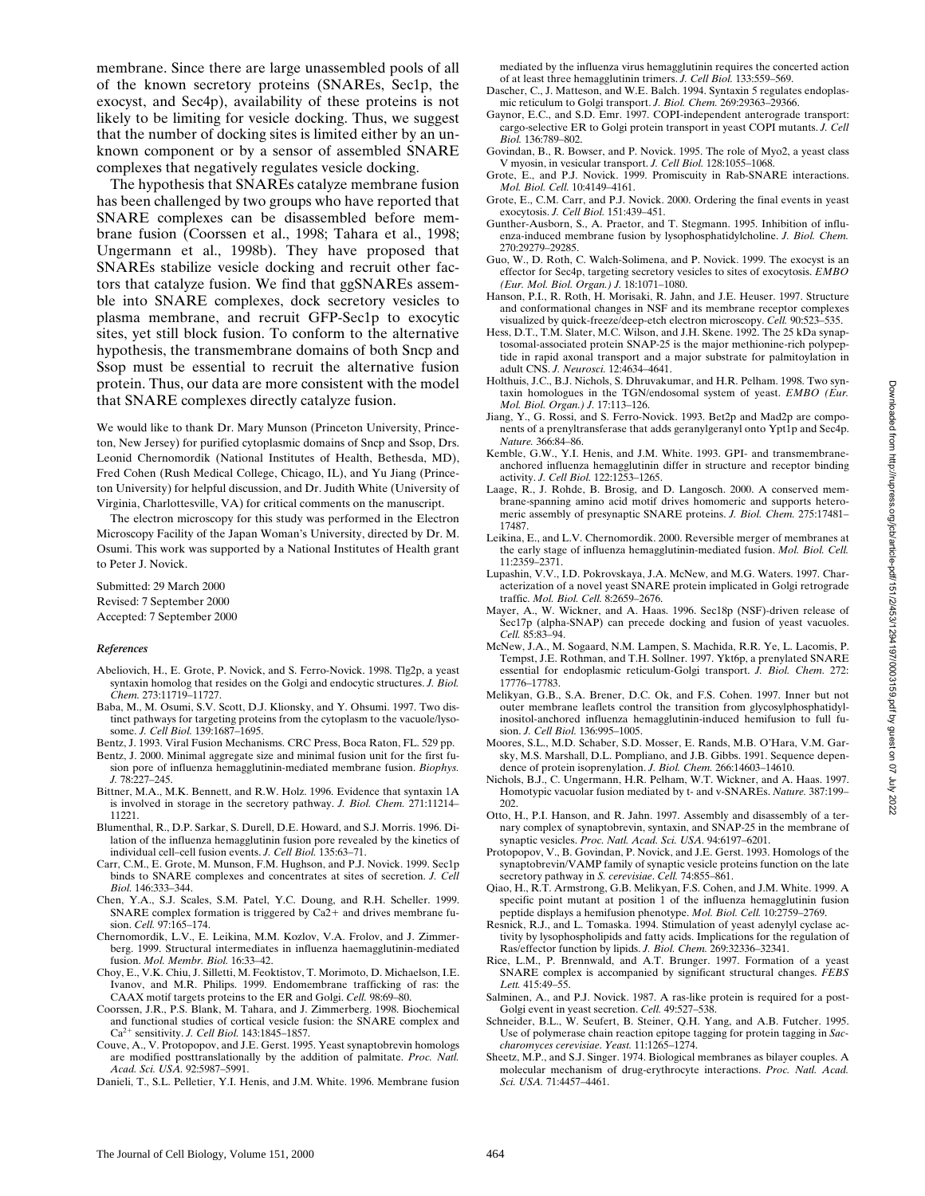membrane. Since there are large unassembled pools of all of the known secretory proteins (SNAREs, Sec1p, the exocyst, and Sec4p), availability of these proteins is not likely to be limiting for vesicle docking. Thus, we suggest that the number of docking sites is limited either by an unknown component or by a sensor of assembled SNARE complexes that negatively regulates vesicle docking.

The hypothesis that SNAREs catalyze membrane fusion has been challenged by two groups who have reported that SNARE complexes can be disassembled before membrane fusion (Coorssen et al., 1998; Tahara et al., 1998; Ungermann et al., 1998b). They have proposed that SNAREs stabilize vesicle docking and recruit other factors that catalyze fusion. We find that ggSNAREs assemble into SNARE complexes, dock secretory vesicles to plasma membrane, and recruit GFP-Sec1p to exocytic sites, yet still block fusion. To conform to the alternative hypothesis, the transmembrane domains of both Sncp and Ssop must be essential to recruit the alternative fusion protein. Thus, our data are more consistent with the model that SNARE complexes directly catalyze fusion.

We would like to thank Dr. Mary Munson (Princeton University, Princeton, New Jersey) for purified cytoplasmic domains of Sncp and Ssop, Drs. Leonid Chernomordik (National Institutes of Health, Bethesda, MD), Fred Cohen (Rush Medical College, Chicago, IL), and Yu Jiang (Princeton University) for helpful discussion, and Dr. Judith White (University of Virginia, Charlottesville, VA) for critical comments on the manuscript.

The electron microscopy for this study was performed in the Electron Microscopy Facility of the Japan Woman's University, directed by Dr. M. Osumi. This work was supported by a National Institutes of Health grant to Peter J. Novick.

Submitted: 29 March 2000
Revised: 7 September 2000
Accepted: 7 September 2000

### *References*

Abeliovich, H., E. Grote, P. Novick, and S. Ferro-Novick. 1998. Tlg2p, a yeast syntaxin homolog that resides on the Golgi and endocytic structures. *J. Biol. Chem.* 273:11719–11727.

Baba, M., M. Osumi, S.V. Scott, D.J. Klionsky, and Y. Ohsumi. 1997. Two distinct pathways for targeting proteins from the cytoplasm to the vacuole/lysosome. *J. Cell Biol.* 139:1687–1695.

Bentz, J. 1993. Viral Fusion Mechanisms. CRC Press, Boca Raton, FL. 529 pp.

Bentz, J. 2000. Minimal aggregate size and minimal fusion unit for the first fusion pore of influenza hemagglutinin-mediated membrane fusion. *Biophys. J.* 78:227–245.

Bittner, M.A., M.K. Bennett, and R.W. Holz. 1996. Evidence that syntaxin 1A is involved in storage in the secretory pathway. *J. Biol. Chem.* 271:11214–11221.

Blumenthal, R., D.P. Sarkar, S. Durell, D.E. Howard, and S.J. Morris. 1996. Dilation of the influenza hemagglutinin fusion pore revealed by the kinetics of individual cell–cell fusion events. *J. Cell Biol.* 135:63–71.

Carr, C.M., E. Grote, M. Munson, F.M. Hughson, and P.J. Novick. 1999. Sec1p binds to SNARE complexes and concentrates at sites of secretion. *J. Cell Biol.* 146:333–344.

Chen, Y.A., S.J. Scales, S.M. Patel, Y.C. Doung, and R.H. Scheller. 1999. SNARE complex formation is triggered by Ca2+ and drives membrane fusion. *Cell.* 97:165–174.

Chernomordik, L.V., E. Leikina, M.M. Kozlov, V.A. Frolov, and J. Zimmerberg. 1999. Structural intermediates in influenza haemagglutinin-mediated fusion. *Mol. Membr. Biol.* 16:33–42.

Choy, E., V.K. Chiu, J. Silletti, M. Feoktistov, T. Morimoto, D. Michaelson, I.E. Ivanov, and M.R. Philips. 1999. Endomembrane trafficking of ras: the CAAX motif targets proteins to the ER and Golgi. *Cell.* 98:69–80.

Coorssen, J.R., P.S. Blank, M. Tahara, and J. Zimmerberg. 1998. Biochemical and functional studies of cortical vesicle fusion: the SNARE complex and $Ca^{2+}$ sensitivity. *J. Cell Biol.* 143:1845–1857.

Couve, A., V. Protopopov, and J.E. Gerst. 1995. Yeast synaptobrevin homologs are modified posttranslationally by the addition of palmitate. *Proc. Natl. Acad. Sci. USA.* 92:5987–5991.

Danieli, T., S.L. Pelletier, Y.I. Henis, and J.M. White. 1996. Membrane fusion mediated by the influenza virus hemagglutinin requires the concerted action of at least three hemagglutinin trimers. *J. Cell Biol.* 133:559–569.

Dascher, C., J. Matteson, and W.E. Balch. 1994. Syntaxin 5 regulates endoplasmic reticulum to Golgi transport. *J. Biol. Chem.* 269:29363–29366.

Gaynor, E.C., and S.D. Emr. 1997. COPI-independent anterograde transport: cargo-selective ER to Golgi protein transport in yeast COPI mutants. *J. Cell Biol.* 136:789–802.

Govindan, B., R. Bowser, and P. Novick. 1995. The role of Myo2, a yeast class V myosin, in vesicular transport. *J. Cell Biol.* 128:1055–1068.

Grote, E., and P.J. Novick. 1999. Promiscuity in Rab-SNARE interactions. *Mol. Biol. Cell.* 10:4149–4161.

Grote, E., C.M. Carr, and P.J. Novick. 2000. Ordering the final events in yeast exocytosis. *J. Cell Biol.* 151:439–451.

Gunther-Ausborn, S., A. Praetor, and T. Stegmann. 1995. Inhibition of influenza-induced membrane fusion by lysophosphatidylcholine. *J. Biol. Chem.* 270:29279–29285.

Guo, W., D. Roth, C. Walch-Solimena, and P. Novick. 1999. The exocyst is an effector for Sec4p, targeting secretory vesicles to sites of exocytosis. *EMBO (Eur. Mol. Biol. Organ.) J.* 18:1071–1080.

Hanson, P.I., R. Roth, H. Morisaki, R. Jahn, and J.E. Heuser. 1997. Structure and conformational changes in NSF and its membrane receptor complexes visualized by quick-freeze/deep-etch electron microscopy. *Cell.* 90:523–535.

Hess, D.T., T.M. Slater, M.C. Wilson, and J.H. Skene. 1992. The 25 kDa synaptosomal-associated protein SNAP-25 is the major methionine-rich polypeptide in rapid axonal transport and a major substrate for palmitoylation in adult CNS. *J. Neurosci.* 12:4634–4641.

Holthuis, J.C., B.J. Nichols, S. Dhruvakumar, and H.R. Pelham. 1998. Two syntaxin homologues in the TGN/endosomal system of yeast. *EMBO (Eur. Mol. Biol. Organ.) J.* 17:113–126.

Jiang, Y., G. Rossi, and S. Ferro-Novick. 1993. Bet2p and Mad2p are components of a prenyltransferase that adds geranylgeranyl onto Ypt1p and Sec4p. *Nature.* 366:84–86.

Kemble, G.W., Y.I. Henis, and J.M. White. 1993. GPI- and transmembrane-anchored influenza hemagglutinin differ in structure and receptor binding activity. *J. Cell Biol.* 122:1253–1265.

Laage, R., J. Rohde, B. Brosig, and D. Langosch. 2000. A conserved membrane-spanning amino acid motif drives homomeric and supports heteromeric assembly of presynaptic SNARE proteins. *J. Biol. Chem.* 275:17481–17487.

Leikina, E., and L.V. Chernomordik. 2000. Reversible merger of membranes at the early stage of influenza hemagglutinin-mediated fusion. *Mol. Biol. Cell.* 11:2359–2371.

Lupashin, V.V., I.D. Pokrovskaya, J.A. McNew, and M.G. Waters. 1997. Characterization of a novel yeast SNARE protein implicated in Golgi retrograde traffic. *Mol. Biol. Cell.* 8:2659–2676.

Mayer, A., W. Wickner, and A. Haas. 1996. Sec18p (NSF)-driven release of Sec17p (alpha-SNAP) can precede docking and fusion of yeast vacuoles. *Cell.* 85:83–94.

McNew, J.A., M. Sogaard, N.M. Lampen, S. Machida, R.R. Ye, L. Lacomis, P. Tempst, J.E. Rothman, and T.H. Sollner. 1997. Ykt6p, a prenylated SNARE essential for endoplasmic reticulum-Golgi transport. *J. Biol. Chem.* 272:17776–17783.

Melikyan, G.B., S.A. Brener, D.C. Ok, and F.S. Cohen. 1997. Inner but not outer membrane leaflets control the transition from glycosylphosphatidylinositol-anchored influenza hemagglutinin-induced hemifusion to full fusion. *J. Cell Biol.* 136:995–1005.

Moores, S.L., M.D. Schaber, S.D. Mosser, E. Rands, M.B. O'Hara, V.M. Garsky, M.S. Marshall, D.L. Pompliano, and J.B. Gibbs. 1991. Sequence dependence of protein isoprenylation. *J. Biol. Chem.* 266:14603–14610.

Nichols, B.J., C. Ungermann, H.R. Pelham, W.T. Wickner, and A. Haas. 1997. Homotypic vacuolar fusion mediated by t- and v-SNAREs. *Nature.* 387:199–202.

Otto, H., P.I. Hanson, and R. Jahn. 1997. Assembly and disassembly of a ternary complex of synaptobrevin, syntaxin, and SNAP-25 in the membrane of synaptic vesicles. *Proc. Natl. Acad. Sci. USA.* 94:6197–6201.

Protopopov, V., B. Govindan, P. Novick, and J.E. Gerst. 1993. Homologs of the synaptobrevin/VAMP family of synaptic vesicle proteins function on the late secretory pathway in *S. cerevisiae*. *Cell.* 74:855–861.

Qiao, H., R.T. Armstrong, G.B. Melikyan, F.S. Cohen, and J.M. White. 1999. A specific point mutant at position 1 of the influenza hemagglutinin fusion peptide displays a hemifusion phenotype. *Mol. Biol. Cell.* 10:2759–2769.

Resnick, R.J., and L. Tomaska. 1994. Stimulation of yeast adenylyl cyclase activity by lysophospholipids and fatty acids. Implications for the regulation of Ras/effector function by lipids. *J. Biol. Chem.* 269:32336–32341.

Rice, L.M., P. Brennwald, and A.T. Brunger. 1997. Formation of a yeast SNARE complex is accompanied by significant structural changes. *FEBS Lett.* 415:49–55.

Salminen, A., and P.J. Novick. 1987. A ras-like protein is required for a post-Golgi event in yeast secretion. *Cell.* 49:527–538.

Schneider, B.L., W. Seufert, B. Steiner, Q.H. Yang, and A.B. Futcher. 1995. Use of polymerase chain reaction epitope tagging for protein tagging in *Saccharomyces cerevisiae*. *Yeast.* 11:1265–1274.

Sheetz, M.P., and S.J. Singer. 1974. Biological membranes as bilayer couples. A molecular mechanism of drug-erythrocyte interactions. *Proc. Natl. Acad. Sci. USA.* 71:4457–4461.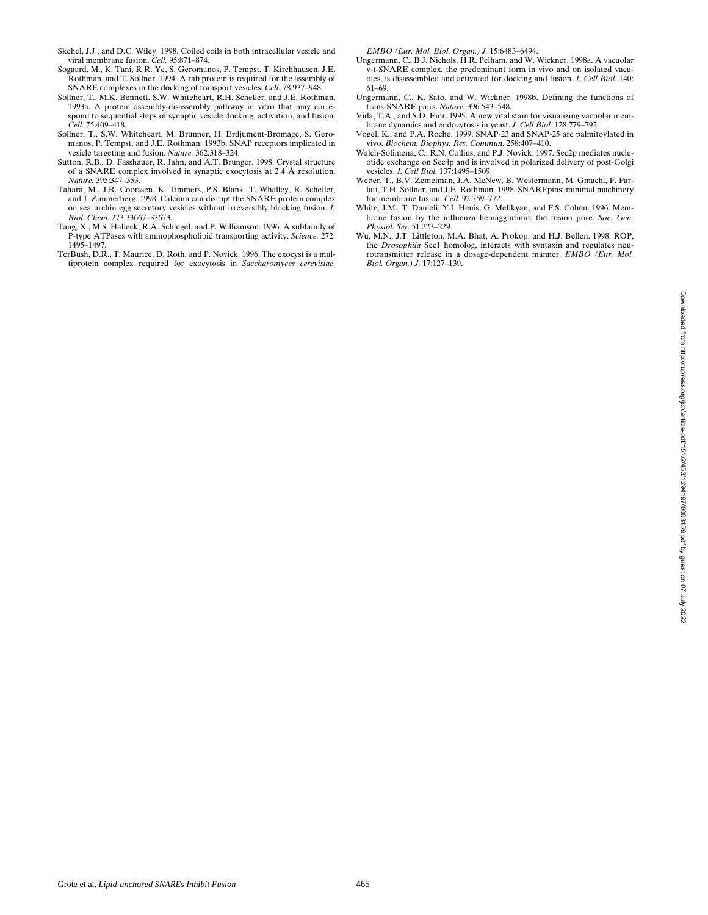Skehel, J.J., and D.C. Wiley. 1998. Coiled coils in both intracellular vesicle and viral membrane fusion. *Cell.* 95:871–874.

Sogaard, M., K. Tani, R.R. Ye, S. Geromanos, P. Tempst, T. Kirchhausen, J.E. Rothman, and T. Sollner. 1994. A rab protein is required for the assembly of SNARE complexes in the docking of transport vesicles. *Cell.* 78:937–948.

Sollner, T., M.K. Bennett, S.W. Whiteheart, R.H. Scheller, and J.E. Rothman. 1993a. A protein assembly-disassembly pathway in vitro that may correspond to sequential steps of synaptic vesicle docking, activation, and fusion. *Cell.* 75:409–418.

Sollner, T., S.W. Whiteheart, M. Brunner, H. Erdjument-Bromage, S. Geromanos, P. Tempst, and J.E. Rothman. 1993b. SNAP receptors implicated in vesicle targeting and fusion. *Nature.* 362:318–324.

Sutton, R.B., D. Fasshauer, R. Jahn, and A.T. Brunger. 1998. Crystal structure of a SNARE complex involved in synaptic exocytosis at 2.4 Å resolution. *Nature.* 395:347–353.

Tahara, M., J.R. Coorssen, K. Timmers, P.S. Blank, T. Whalley, R. Scheller, and J. Zimmerberg. 1998. Calcium can disrupt the SNARE protein complex on sea urchin egg secretory vesicles without irreversibly blocking fusion. *J. Biol. Chem.* 273:33667–33673.

Tang, X., M.S. Halleck, R.A. Schlegel, and P. Williamson. 1996. A subfamily of P-type ATPases with aminophospholipid transporting activity. *Science.* 272: 1495–1497.

TerBush, D.R., T. Maurice, D. Roth, and P. Novick. 1996. The exocyst is a multiprotein complex required for exocytosis in *Saccharomyces cerevisiae*. *EMBO (Eur. Mol. Biol. Organ.) J.* 15:6483–6494.

Ungermann, C., B.J. Nichols, H.R. Pelham, and W. Wickner. 1998a. A vacuolar v-t-SNARE complex, the predominant form in vivo and on isolated vacuoles, is disassembled and activated for docking and fusion. *J. Cell Biol.* 140: 61–69.

Ungermann, C., K. Sato, and W. Wickner. 1998b. Defining the functions of trans-SNARE pairs. *Nature.* 396:543–548.

Vida, T.A., and S.D. Emr. 1995. A new vital stain for visualizing vacuolar membrane dynamics and endocytosis in yeast. *J. Cell Biol.* 128:779–792.

Vogel, K., and P.A. Roche. 1999. SNAP-23 and SNAP-25 are palmitoylated in vivo. *Biochem. Biophys. Res. Commun.* 258:407–410.

Walch-Solimena, C., R.N. Collins, and P.J. Novick. 1997. Sec2p mediates nucleotide exchange on Sec4p and is involved in polarized delivery of post-Golgi vesicles. *J. Cell Biol.* 137:1495–1509.

Weber, T., B.V. Zemelman, J.A. McNew, B. Westermann, M. Gmachl, F. Parlati, T.H. Sollner, and J.E. Rothman. 1998. SNAREpins: minimal machinery for membrane fusion. *Cell.* 92:759–772.

White, J.M., T. Danieli, Y.I. Henis, G. Melikyan, and F.S. Cohen. 1996. Membrane fusion by the influenza hemagglutinin: the fusion pore. *Soc. Gen. Physiol. Ser.* 51:223–229.

Wu, M.N., J.T. Littleton, M.A. Bhat, A. Prokop, and H.J. Bellen. 1998. ROP, the *Drosophila* Sec1 homolog, interacts with syntaxin and regulates neurotransmitter release in a dosage-dependent manner. *EMBO (Eur. Mol. Biol. Organ.) J.* 17:127–139.